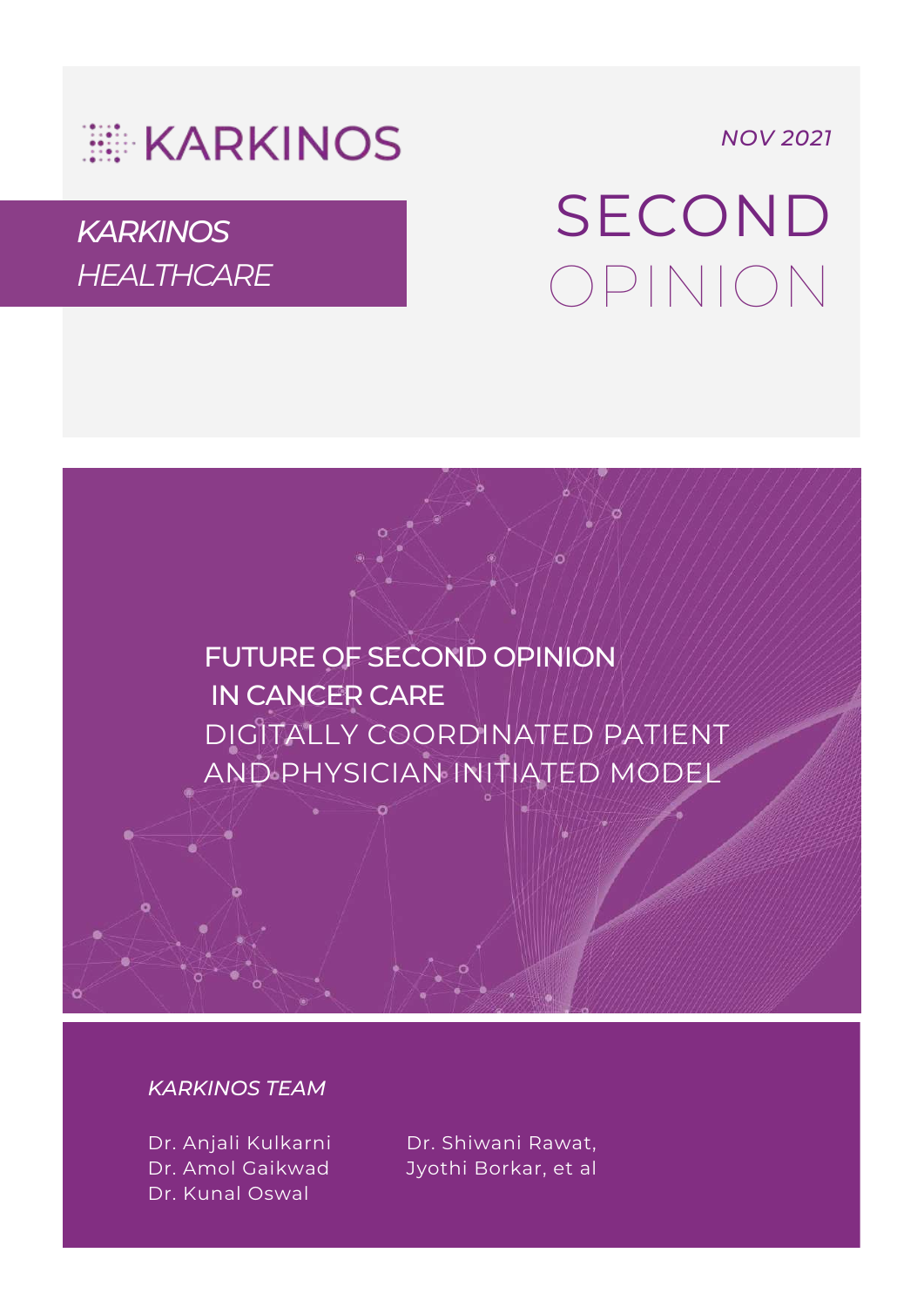KARKINOS

NOV 2021

*KARKINOS HEALTHCARE*

# SECOND OPINION

## FUTURE OF SECOND OPINION IN CANCER CARE

## DIGITALLY COORDINATED PATIENT AND PHYSICIAN INITIATED MODEL

*KARKINOS TEAM*

Dr. Anjali Kulkarni
Dr. Amol Gaikwad
Dr. Kunal Oswal
Dr. Shiwani Rawat,
Jyothi Borkar, et al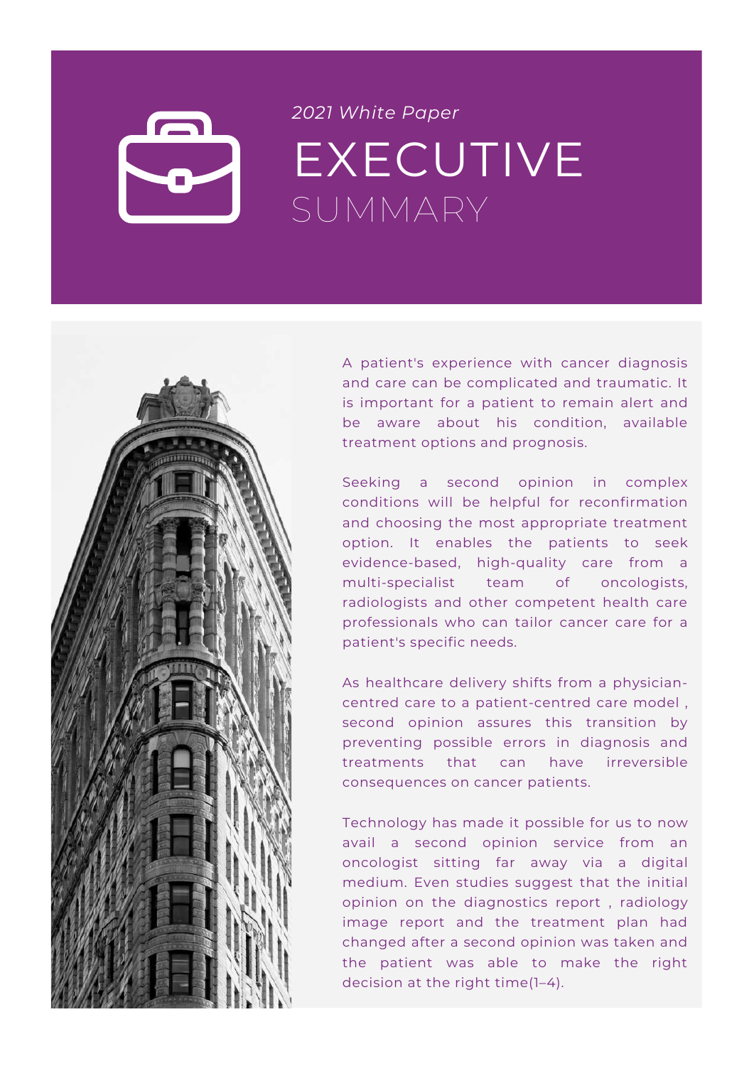*2021 White Paper*

# EXECUTIVE SUMMARY

A patient's experience with cancer diagnosis and care can be complicated and traumatic. It is important for a patient to remain alert and be aware about his condition, available treatment options and prognosis.

Seeking a second opinion in complex conditions will be helpful for reconfirmation and choosing the most appropriate treatment option. It enables the patients to seek evidence-based, high-quality care from a multi-specialist team of oncologists, radiologists and other competent health care professionals who can tailor cancer care for a patient's specific needs.

As healthcare delivery shifts from a physician-centred care to a patient-centred care model , second opinion assures this transition by preventing possible errors in diagnosis and treatments that can have irreversible consequences on cancer patients.

Technology has made it possible for us to now avail a second opinion service from an oncologist sitting far away via a digital medium. Even studies suggest that the initial opinion on the diagnostics report , radiology image report and the treatment plan had changed after a second opinion was taken and the patient was able to make the right decision at the right time(1–4).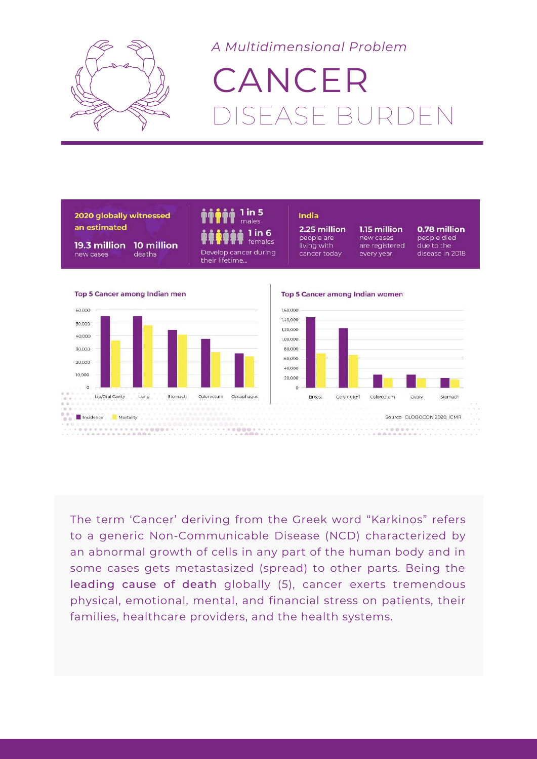*A Multidimensional Problem*

# CANCER
## DISEASE BURDEN

**2020 globally witnessed an estimated**

**19.3 million** new cases

**10 million** deaths

**1 in 5** males

**1 in 6** females

Develop cancer during their lifetime...

**India**

**2.25 million** people are living with cancer today

**1.15 million** new cases are registered every year

**0.78 million** people died due to the disease in 2018

**Top 5 Cancer among Indian men**

60,000
50,000
40,000
30,000
20,000
10,000
0

Lip/Oral Cavity
Lung
Stomach
Colorectum
Oesophagus

**Top 5 Cancer among Indian women**

1,60,000
1,40,000
1,20,000
1,00,000
80,000
60,000
40,000
20,000
0

Breast
Cervix uteri
Colorectum
Ovary
Stomach

Incidence
Mortality

Source: GLOBOCON 2020, ICMR

The term 'Cancer' deriving from the Greek word "Karkinos" refers to a generic Non-Communicable Disease (NCD) characterized by an abnormal growth of cells in any part of the human body and in some cases gets metastasized (spread) to other parts. Being the **leading cause of death** globally (5), cancer exerts tremendous physical, emotional, mental, and financial stress on patients, their families, healthcare providers, and the health systems.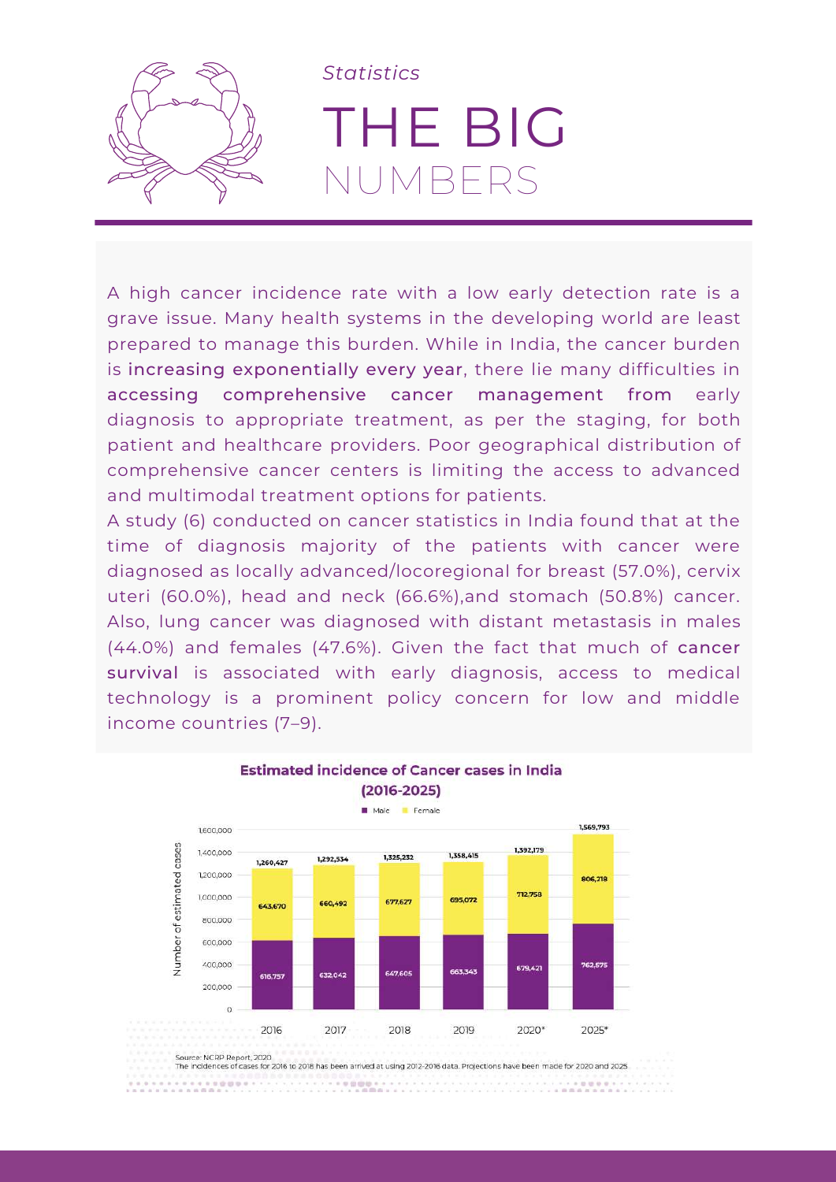*Statistics*

# THE BIG NUMBERS

A high cancer incidence rate with a low early detection rate is a grave issue. Many health systems in the developing world are least prepared to manage this burden. While in India, the cancer burden is increasing exponentially every year, there lie many difficulties in accessing comprehensive cancer management from early diagnosis to appropriate treatment, as per the staging, for both patient and healthcare providers. Poor geographical distribution of comprehensive cancer centers is limiting the access to advanced and multimodal treatment options for patients.

A study (6) conducted on cancer statistics in India found that at the time of diagnosis majority of the patients with cancer were diagnosed as locally advanced/locoregional for breast (57.0%), cervix uteri (60.0%), head and neck (66.6%),and stomach (50.8%) cancer. Also, lung cancer was diagnosed with distant metastasis in males (44.0%) and females (47.6%). Given the fact that much of cancer survival is associated with early diagnosis, access to medical technology is a prominent policy concern for low and middle income countries (7–9).

**Estimated incidence of Cancer cases in India (2016-2025)**

Male Female

Number of estimated cases

0
200,000
400,000
600,000
800,000
1,000,000
1,200,000
1,400,000
1,600,000

2016: 1,260,427; 643,670; 616,757
2017: 1,292,534; 660,492; 632,042
2018: 1,325,232; 677,627; 647,605
2019: 1,358,415; 695,072; 663,343
2020*: 1,392,179; 712,758; 679,421
2025*: 1,569,793; 806,218; 762,575

Source: NCRP Report, 2020
The incidences of cases for 2016 to 2018 has been arrived at using 2012-2016 data. Projections have been made for 2020 and 2025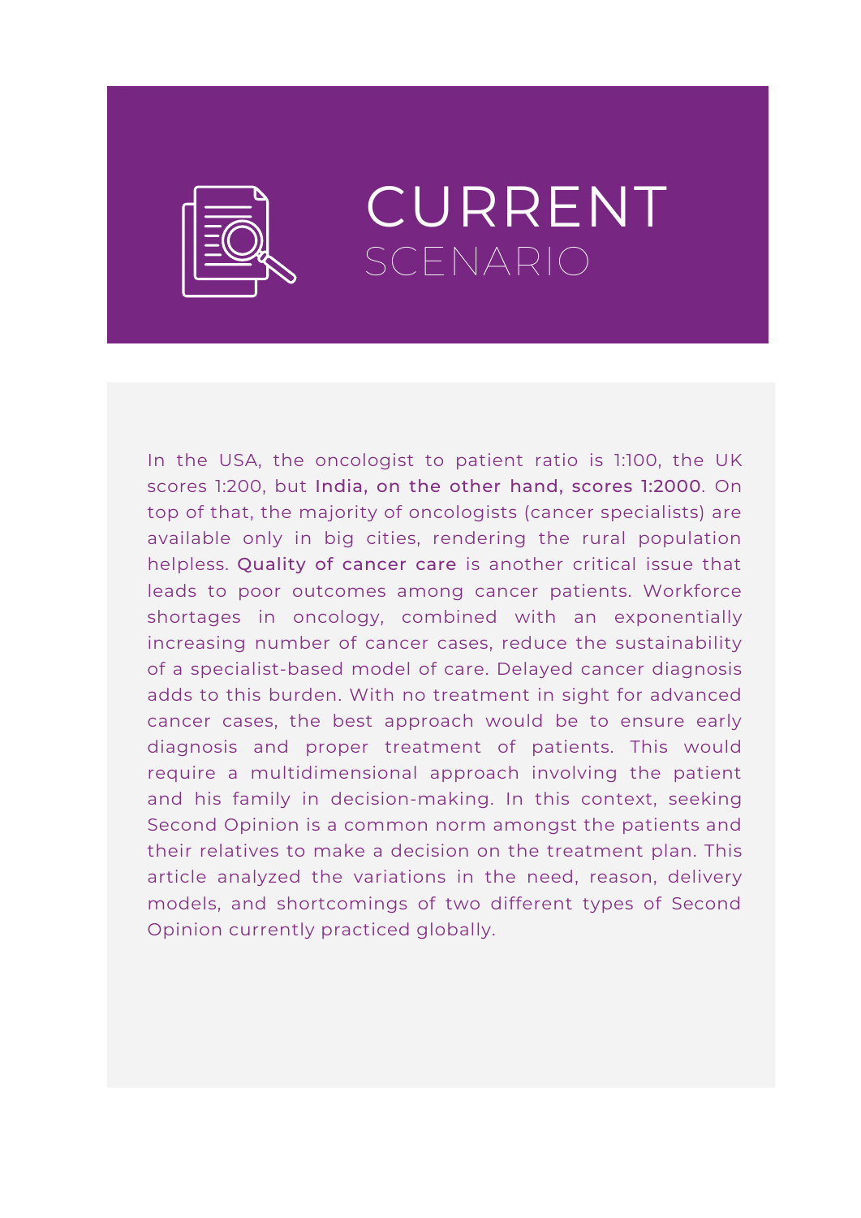# CURRENT SCENARIO

In the USA, the oncologist to patient ratio is 1:100, the UK scores 1:200, but India, on the other hand, scores 1:2000. On top of that, the majority of oncologists (cancer specialists) are available only in big cities, rendering the rural population helpless. Quality of cancer care is another critical issue that leads to poor outcomes among cancer patients. Workforce shortages in oncology, combined with an exponentially increasing number of cancer cases, reduce the sustainability of a specialist-based model of care. Delayed cancer diagnosis adds to this burden. With no treatment in sight for advanced cancer cases, the best approach would be to ensure early diagnosis and proper treatment of patients. This would require a multidimensional approach involving the patient and his family in decision-making. In this context, seeking Second Opinion is a common norm amongst the patients and their relatives to make a decision on the treatment plan. This article analyzed the variations in the need, reason, delivery models, and shortcomings of two different types of Second Opinion currently practiced globally.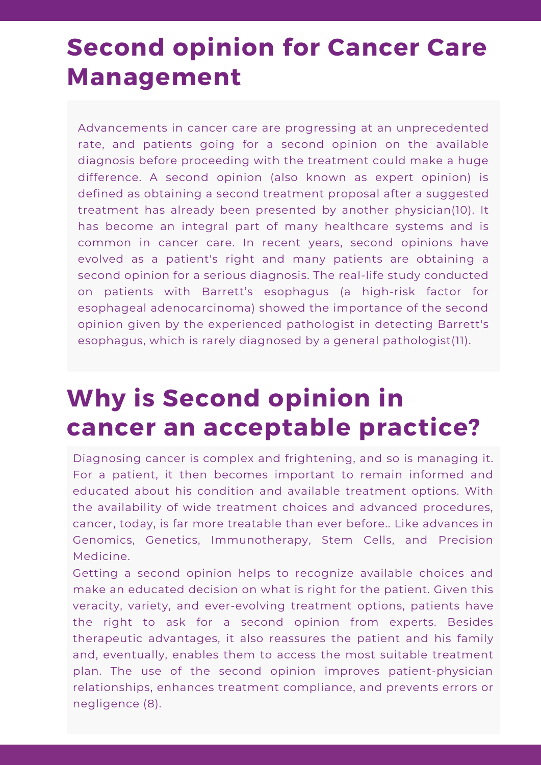# Second opinion for Cancer Care Management

Advancements in cancer care are progressing at an unprecedented rate, and patients going for a second opinion on the available diagnosis before proceeding with the treatment could make a huge difference. A second opinion (also known as expert opinion) is defined as obtaining a second treatment proposal after a suggested treatment has already been presented by another physician(10). It has become an integral part of many healthcare systems and is common in cancer care. In recent years, second opinions have evolved as a patient's right and many patients are obtaining a second opinion for a serious diagnosis. The real-life study conducted on patients with Barrett's esophagus (a high-risk factor for esophageal adenocarcinoma) showed the importance of the second opinion given by the experienced pathologist in detecting Barrett's esophagus, which is rarely diagnosed by a general pathologist(11).

# Why is Second opinion in cancer an acceptable practice?

Diagnosing cancer is complex and frightening, and so is managing it. For a patient, it then becomes important to remain informed and educated about his condition and available treatment options. With the availability of wide treatment choices and advanced procedures, cancer, today, is far more treatable than ever before.. Like advances in Genomics, Genetics, Immunotherapy, Stem Cells, and Precision Medicine.

Getting a second opinion helps to recognize available choices and make an educated decision on what is right for the patient. Given this veracity, variety, and ever-evolving treatment options, patients have the right to ask for a second opinion from experts. Besides therapeutic advantages, it also reassures the patient and his family and, eventually, enables them to access the most suitable treatment plan. The use of the second opinion improves patient-physician relationships, enhances treatment compliance, and prevents errors or negligence (8).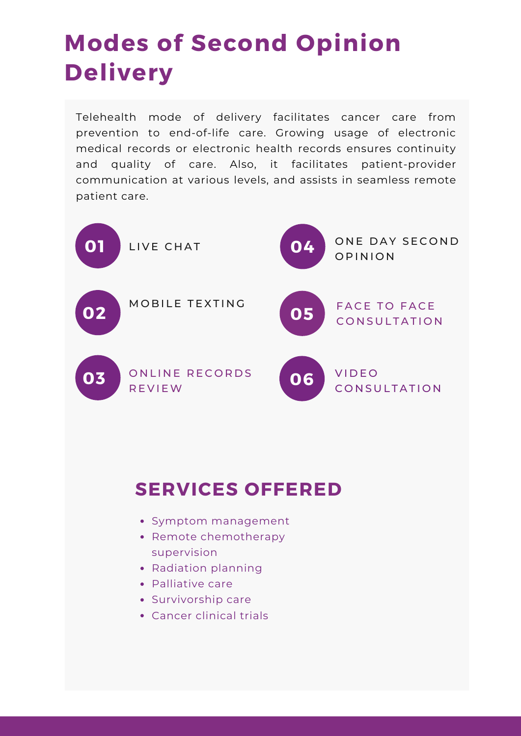# Modes of Second Opinion Delivery

Telehealth mode of delivery facilitates cancer care from prevention to end-of-life care. Growing usage of electronic medical records or electronic health records ensures continuity and quality of care. Also, it facilitates patient-provider communication at various levels, and assists in seamless remote patient care.

- **01** LIVE CHAT
- **02** MOBILE TEXTING
- **03** ONLINE RECORDS REVIEW
- **04** ONE DAY SECOND OPINION
- **05** FACE TO FACE CONSULTATION
- **06** VIDEO CONSULTATION

## SERVICES OFFERED

- Symptom management
- Remote chemotherapy supervision
- Radiation planning
- Palliative care
- Survivorship care
- Cancer clinical trials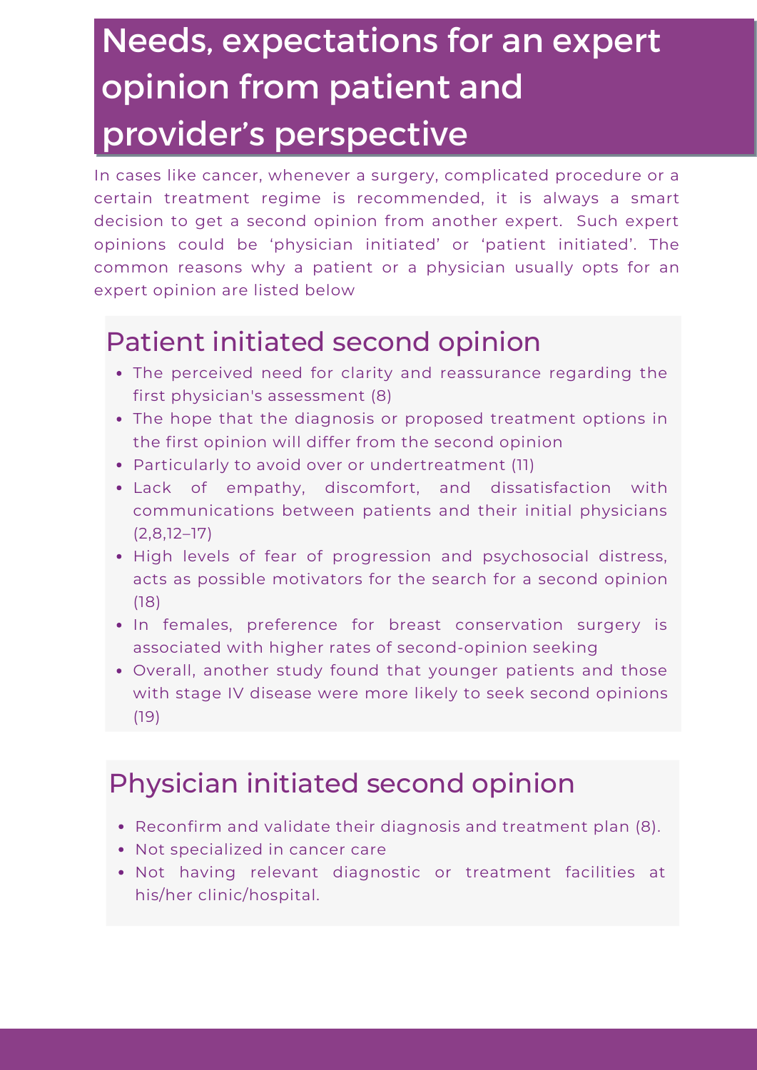# Needs, expectations for an expert opinion from patient and provider's perspective

In cases like cancer, whenever a surgery, complicated procedure or a certain treatment regime is recommended, it is always a smart decision to get a second opinion from another expert. Such expert opinions could be 'physician initiated' or 'patient initiated'. The common reasons why a patient or a physician usually opts for an expert opinion are listed below

## Patient initiated second opinion

- The perceived need for clarity and reassurance regarding the first physician's assessment (8)
- The hope that the diagnosis or proposed treatment options in the first opinion will differ from the second opinion
- Particularly to avoid over or undertreatment (11)
- Lack of empathy, discomfort, and dissatisfaction with communications between patients and their initial physicians (2,8,12–17)
- High levels of fear of progression and psychosocial distress, acts as possible motivators for the search for a second opinion (18)
- In females, preference for breast conservation surgery is associated with higher rates of second-opinion seeking
- Overall, another study found that younger patients and those with stage IV disease were more likely to seek second opinions (19)

## Physician initiated second opinion

- Reconfirm and validate their diagnosis and treatment plan (8).
- Not specialized in cancer care
- Not having relevant diagnostic or treatment facilities at his/her clinic/hospital.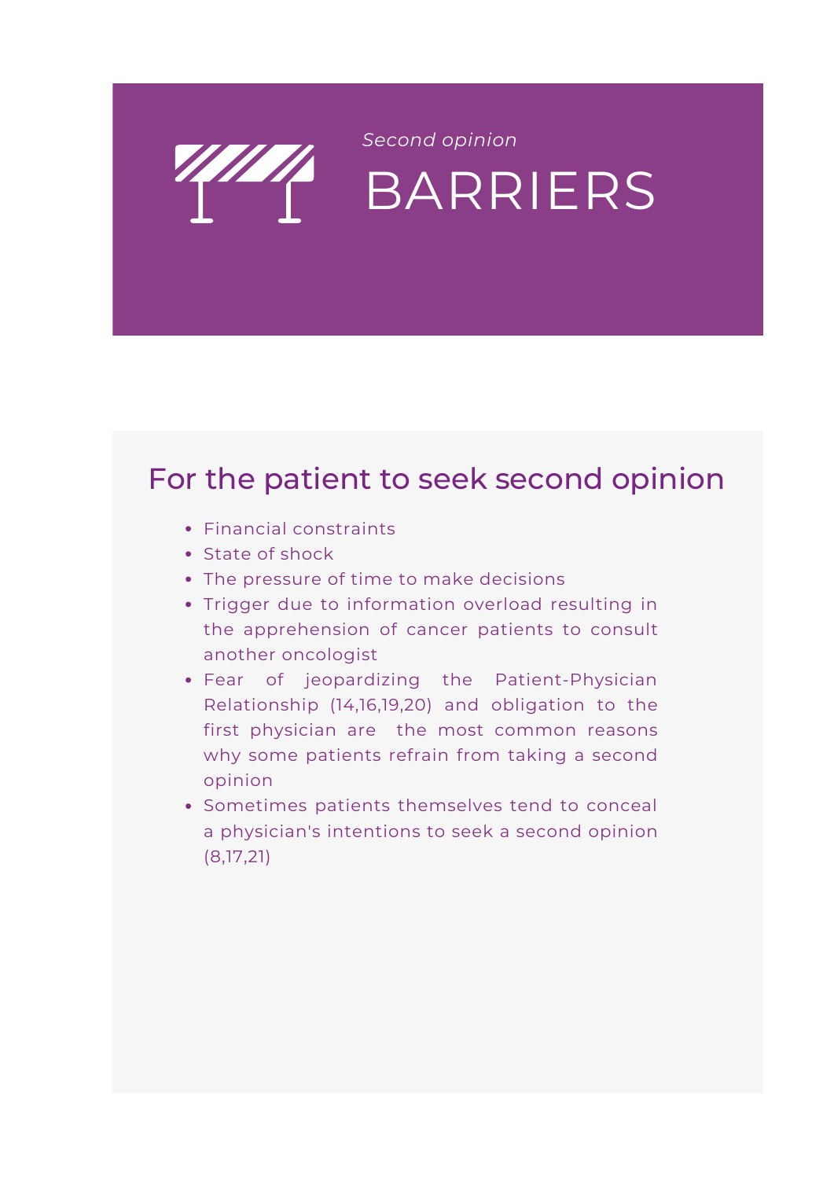*Second opinion*

# BARRIERS

## For the patient to seek second opinion

- Financial constraints
- State of shock
- The pressure of time to make decisions
- Trigger due to information overload resulting in the apprehension of cancer patients to consult another oncologist
- Fear of jeopardizing the Patient-Physician Relationship (14,16,19,20) and obligation to the first physician are  the most common reasons why some patients refrain from taking a second opinion
- Sometimes patients themselves tend to conceal a physician's intentions to seek a second opinion (8,17,21)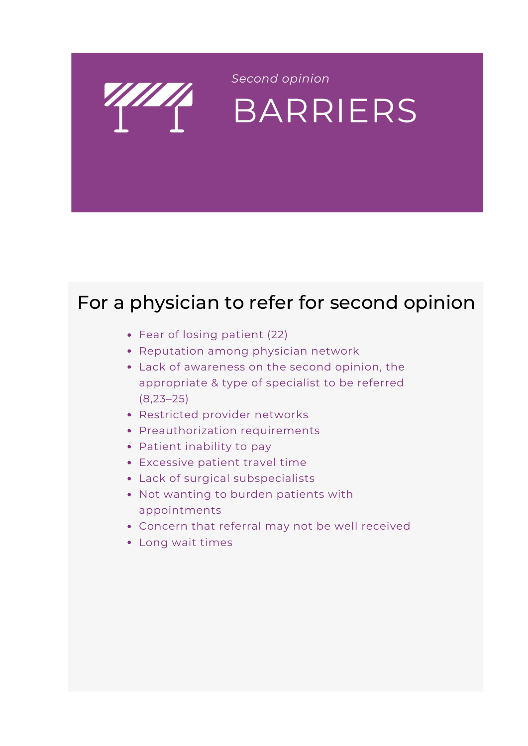*Second opinion*

# BARRIERS

## For a physician to refer for second opinion

- Fear of losing patient (22)
- Reputation among physician network
- Lack of awareness on the second opinion, the appropriate & type of specialist to be referred (8,23–25)
- Restricted provider networks
- Preauthorization requirements
- Patient inability to pay
- Excessive patient travel time
- Lack of surgical subspecialists
- Not wanting to burden patients with appointments
- Concern that referral may not be well received
- Long wait times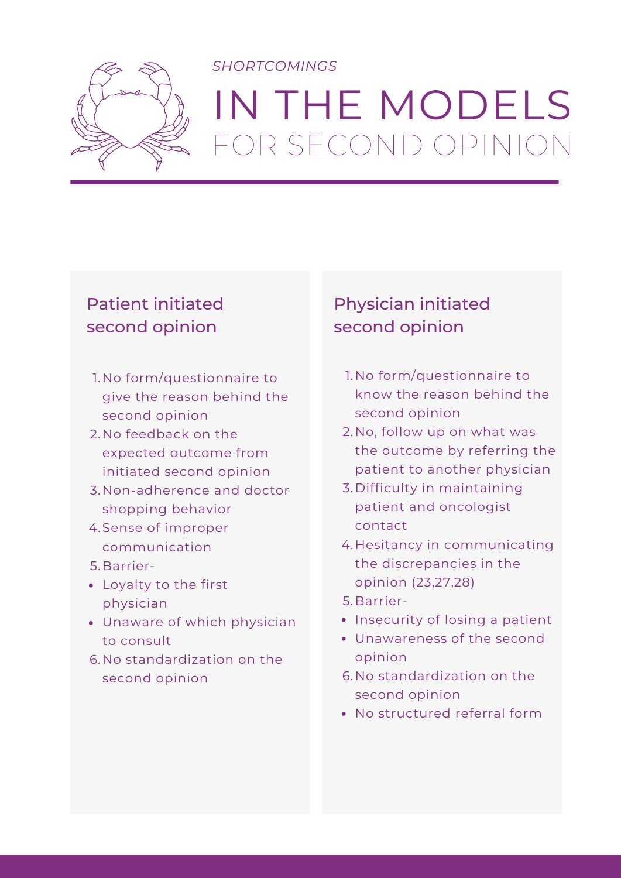*SHORTCOMINGS*

# IN THE MODELS FOR SECOND OPINION

## Patient initiated second opinion

1. No form/questionnaire to give the reason behind the second opinion
2. No feedback on the expected outcome from initiated second opinion
3. Non-adherence and doctor shopping behavior
4. Sense of improper communication
5. Barrier-
   - Loyalty to the first physician
   - Unaware of which physician to consult
6. No standardization on the second opinion

## Physician initiated second opinion

1. No form/questionnaire to know the reason behind the second opinion
2. No, follow up on what was the outcome by referring the patient to another physician
3. Difficulty in maintaining patient and oncologist contact
4. Hesitancy in communicating the discrepancies in the opinion (23,27,28)
5. Barrier-
   - Insecurity of losing a patient
   - Unawareness of the second opinion
6. No standardization on the second opinion
   - No structured referral form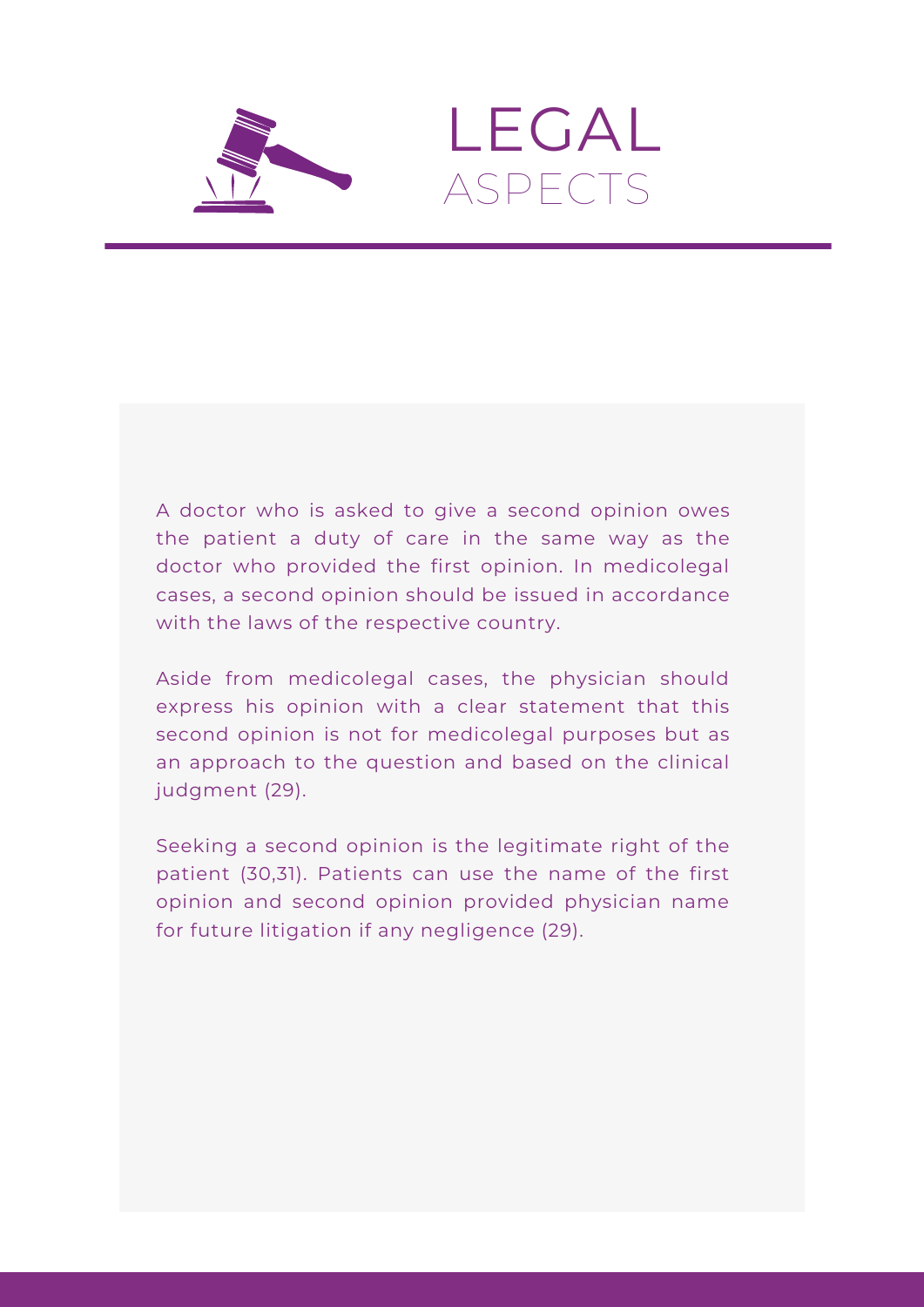# LEGAL ASPECTS

A doctor who is asked to give a second opinion owes the patient a duty of care in the same way as the doctor who provided the first opinion. In medicolegal cases, a second opinion should be issued in accordance with the laws of the respective country.

Aside from medicolegal cases, the physician should express his opinion with a clear statement that this second opinion is not for medicolegal purposes but as an approach to the question and based on the clinical judgment (29).

Seeking a second opinion is the legitimate right of the patient (30,31). Patients can use the name of the first opinion and second opinion provided physician name for future litigation if any negligence (29).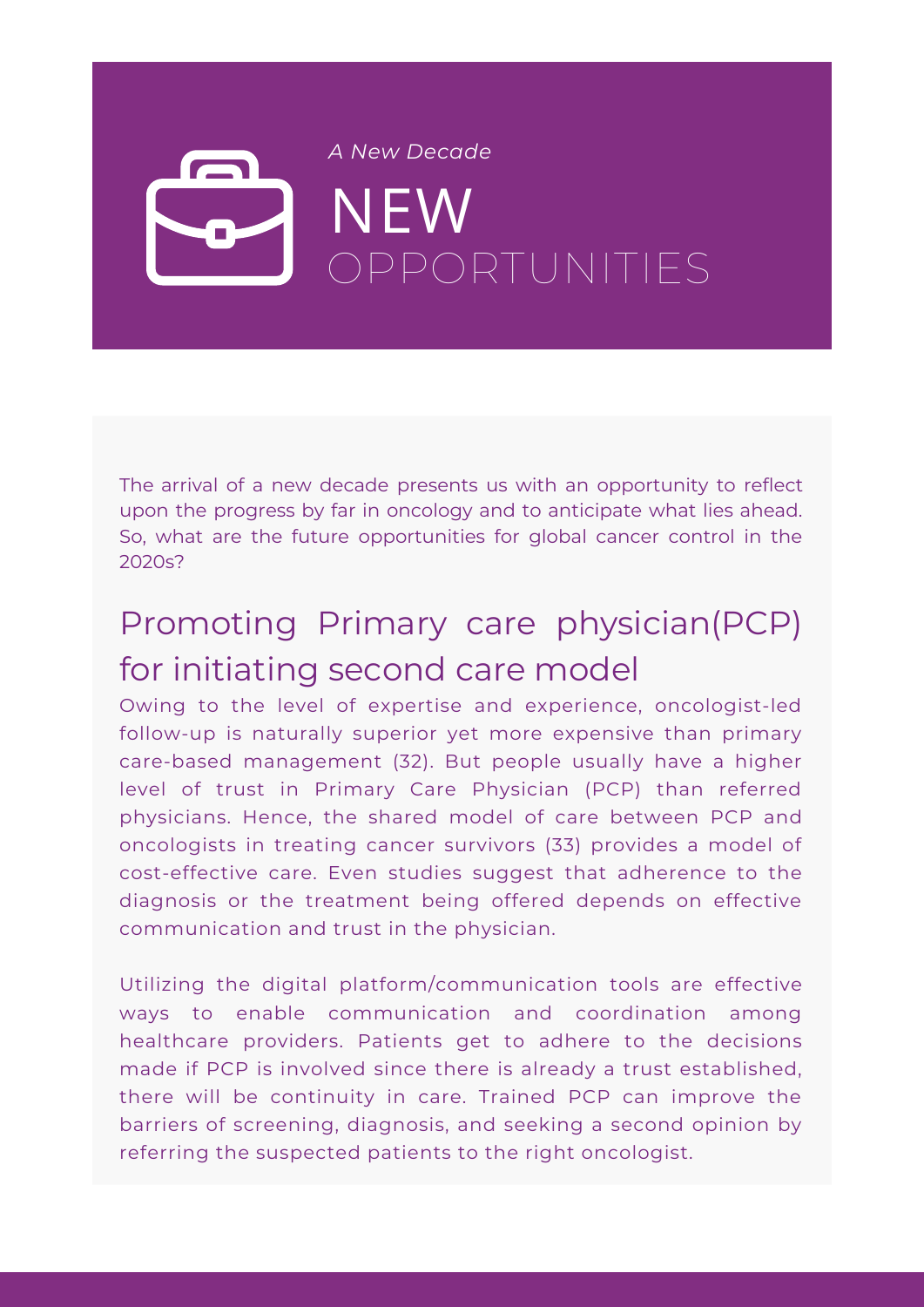*A New Decade*

# NEW OPPORTUNITIES

The arrival of a new decade presents us with an opportunity to reflect upon the progress by far in oncology and to anticipate what lies ahead. So, what are the future opportunities for global cancer control in the 2020s?

## Promoting Primary care physician(PCP) for initiating second care model

Owing to the level of expertise and experience, oncologist-led follow-up is naturally superior yet more expensive than primary care-based management (32). But people usually have a higher level of trust in Primary Care Physician (PCP) than referred physicians. Hence, the shared model of care between PCP and oncologists in treating cancer survivors (33) provides a model of cost-effective care. Even studies suggest that adherence to the diagnosis or the treatment being offered depends on effective communication and trust in the physician.

Utilizing the digital platform/communication tools are effective ways to enable communication and coordination among healthcare providers. Patients get to adhere to the decisions made if PCP is involved since there is already a trust established, there will be continuity in care. Trained PCP can improve the barriers of screening, diagnosis, and seeking a second opinion by referring the suspected patients to the right oncologist.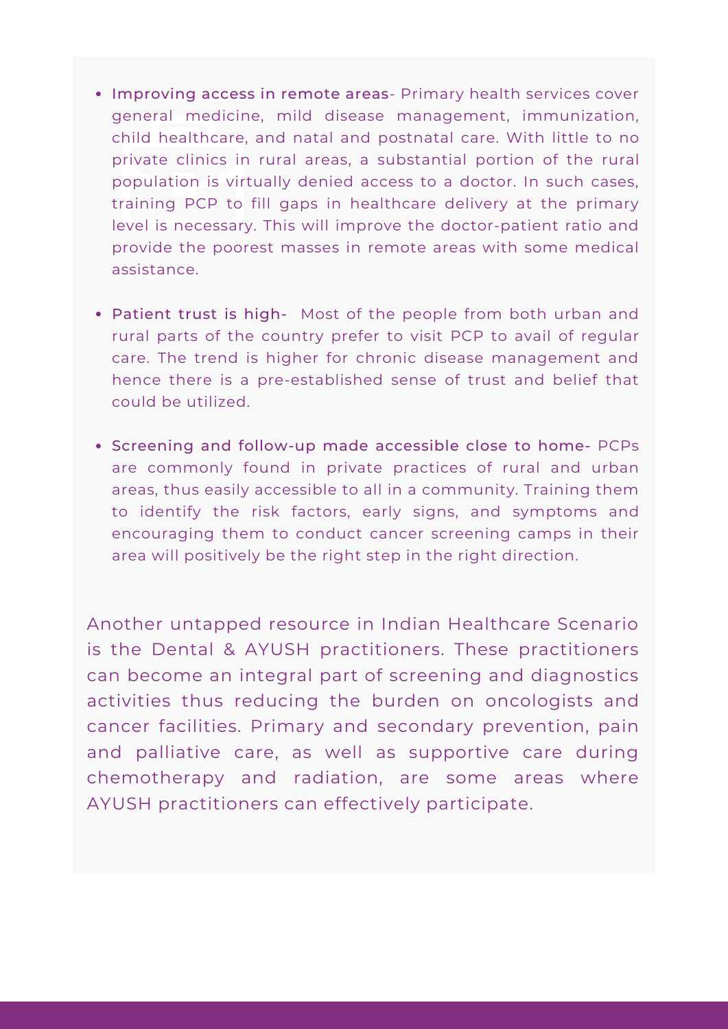- **Improving access in remote areas**- Primary health services cover general medicine, mild disease management, immunization, child healthcare, and natal and postnatal care. With little to no private clinics in rural areas, a substantial portion of the rural population is virtually denied access to a doctor. In such cases, training PCP to fill gaps in healthcare delivery at the primary level is necessary. This will improve the doctor-patient ratio and provide the poorest masses in remote areas with some medical assistance.

- **Patient trust is high**- Most of the people from both urban and rural parts of the country prefer to visit PCP to avail of regular care. The trend is higher for chronic disease management and hence there is a pre-established sense of trust and belief that could be utilized.

- **Screening and follow-up made accessible close to home**- PCPs are commonly found in private practices of rural and urban areas, thus easily accessible to all in a community. Training them to identify the risk factors, early signs, and symptoms and encouraging them to conduct cancer screening camps in their area will positively be the right step in the right direction.

Another untapped resource in Indian Healthcare Scenario is the Dental & AYUSH practitioners. These practitioners can become an integral part of screening and diagnostics activities thus reducing the burden on oncologists and cancer facilities. Primary and secondary prevention, pain and palliative care, as well as supportive care during chemotherapy and radiation, are some areas where AYUSH practitioners can effectively participate.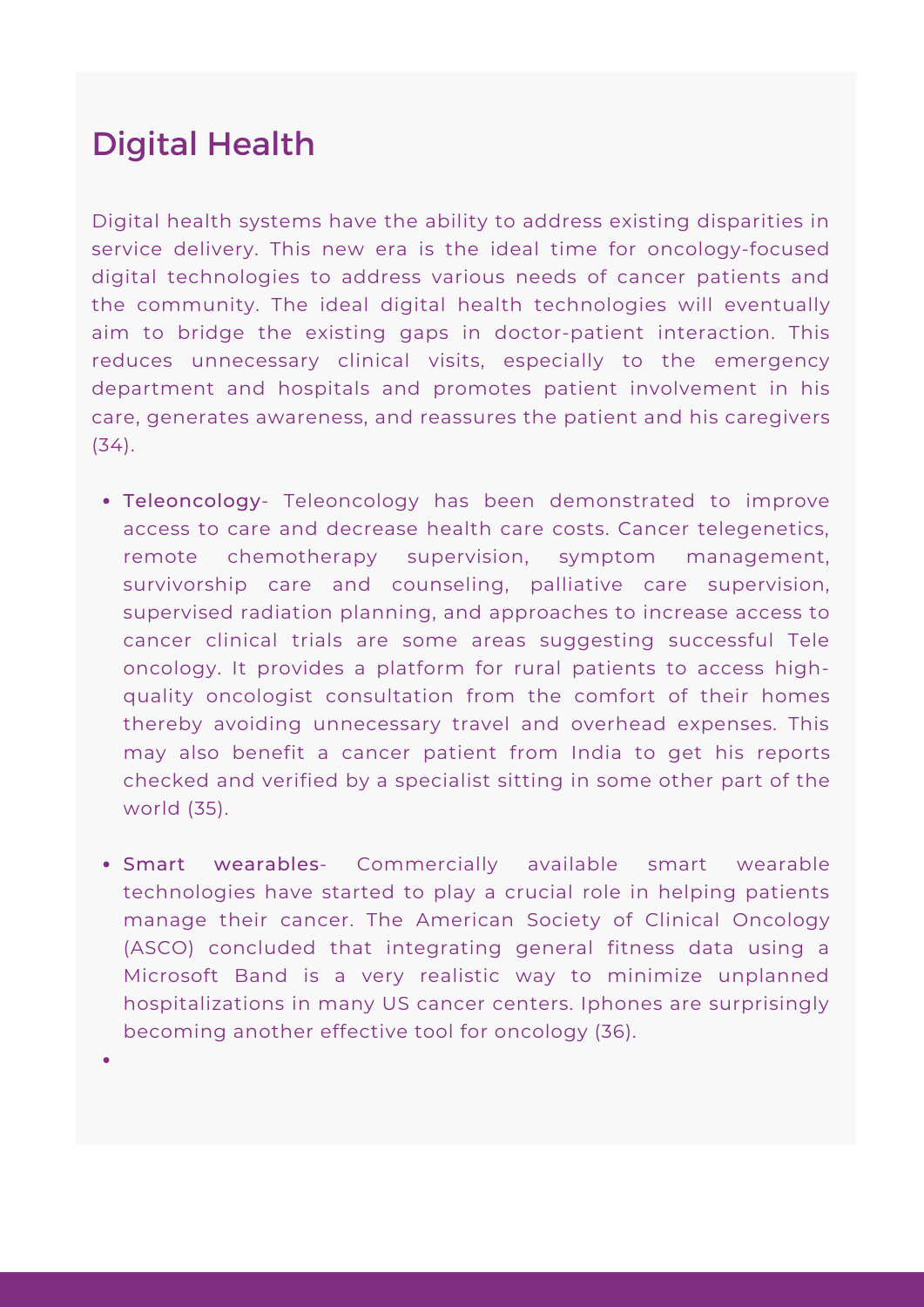## Digital Health

Digital health systems have the ability to address existing disparities in service delivery. This new era is the ideal time for oncology-focused digital technologies to address various needs of cancer patients and the community. The ideal digital health technologies will eventually aim to bridge the existing gaps in doctor-patient interaction. This reduces unnecessary clinical visits, especially to the emergency department and hospitals and promotes patient involvement in his care, generates awareness, and reassures the patient and his caregivers (34).

- Teleoncology- Teleoncology has been demonstrated to improve access to care and decrease health care costs. Cancer telegenetics, remote chemotherapy supervision, symptom management, survivorship care and counseling, palliative care supervision, supervised radiation planning, and approaches to increase access to cancer clinical trials are some areas suggesting successful Tele oncology. It provides a platform for rural patients to access high-quality oncologist consultation from the comfort of their homes thereby avoiding unnecessary travel and overhead expenses. This may also benefit a cancer patient from India to get his reports checked and verified by a specialist sitting in some other part of the world (35).
- Smart wearables- Commercially available smart wearable technologies have started to play a crucial role in helping patients manage their cancer. The American Society of Clinical Oncology (ASCO) concluded that integrating general fitness data using a Microsoft Band is a very realistic way to minimize unplanned hospitalizations in many US cancer centers. Iphones are surprisingly becoming another effective tool for oncology (36).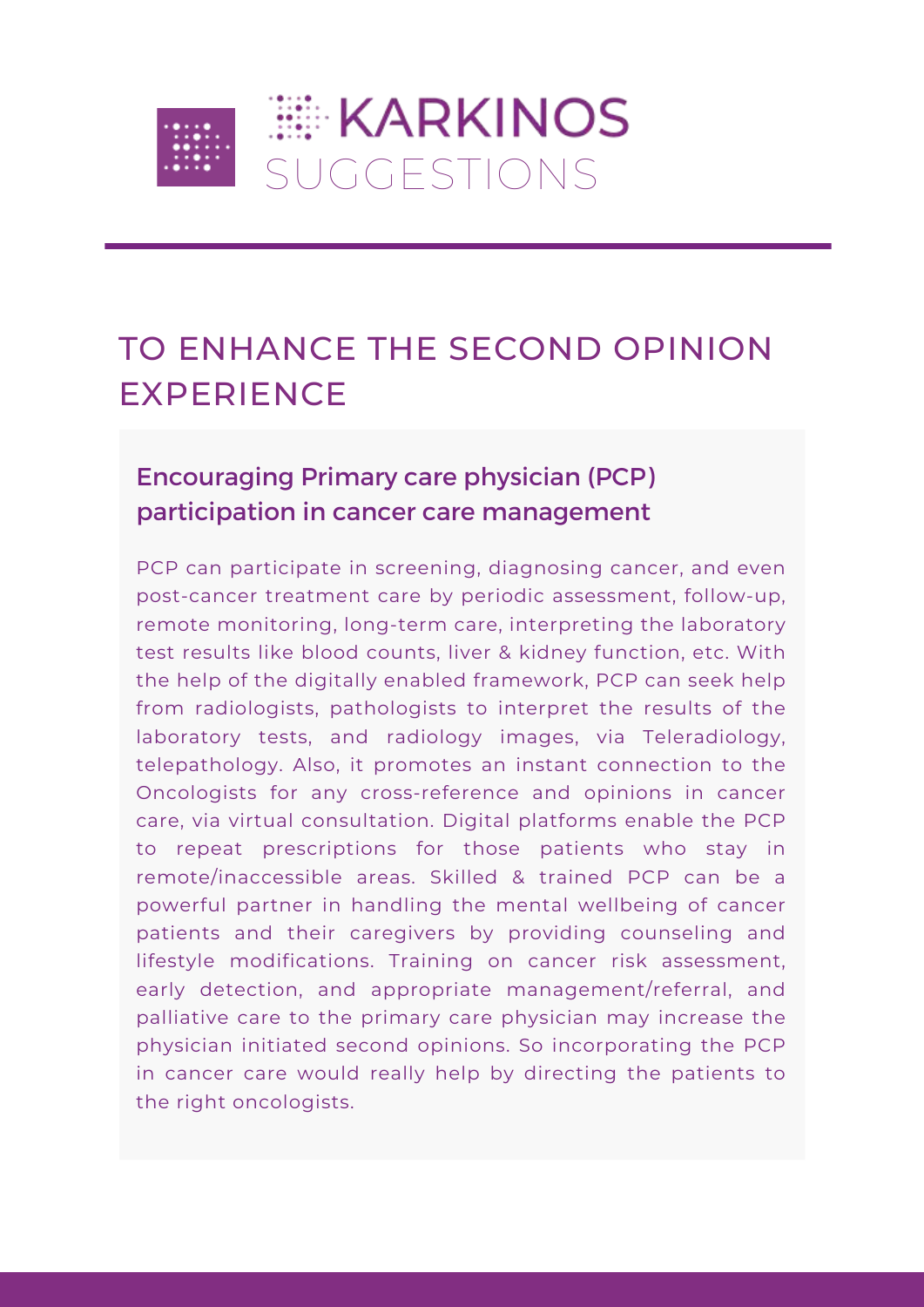# KARKINOS SUGGESTIONS

## TO ENHANCE THE SECOND OPINION EXPERIENCE

### Encouraging Primary care physician (PCP) participation in cancer care management

PCP can participate in screening, diagnosing cancer, and even post-cancer treatment care by periodic assessment, follow-up, remote monitoring, long-term care, interpreting the laboratory test results like blood counts, liver & kidney function, etc. With the help of the digitally enabled framework, PCP can seek help from radiologists, pathologists to interpret the results of the laboratory tests, and radiology images, via Teleradiology, telepathology. Also, it promotes an instant connection to the Oncologists for any cross-reference and opinions in cancer care, via virtual consultation. Digital platforms enable the PCP to repeat prescriptions for those patients who stay in remote/inaccessible areas. Skilled & trained PCP can be a powerful partner in handling the mental wellbeing of cancer patients and their caregivers by providing counseling and lifestyle modifications. Training on cancer risk assessment, early detection, and appropriate management/referral, and palliative care to the primary care physician may increase the physician initiated second opinions. So incorporating the PCP in cancer care would really help by directing the patients to the right oncologists.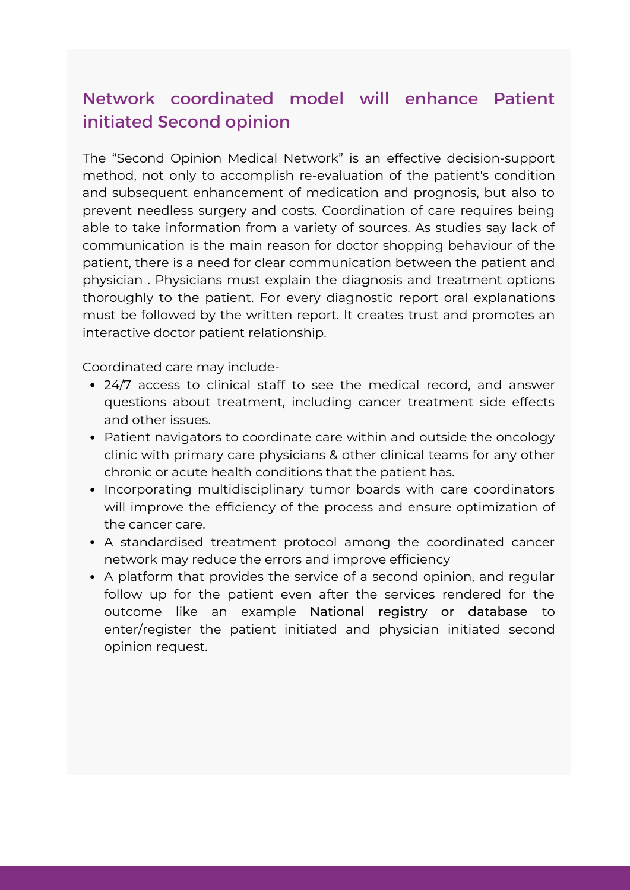## Network coordinated model will enhance Patient initiated Second opinion

The “Second Opinion Medical Network” is an effective decision-support method, not only to accomplish re-evaluation of the patient's condition and subsequent enhancement of medication and prognosis, but also to prevent needless surgery and costs. Coordination of care requires being able to take information from a variety of sources. As studies say lack of communication is the main reason for doctor shopping behaviour of the patient, there is a need for clear communication between the patient and physician . Physicians must explain the diagnosis and treatment options thoroughly to the patient. For every diagnostic report oral explanations must be followed by the written report. It creates trust and promotes an interactive doctor patient relationship.

Coordinated care may include-

- 24/7 access to clinical staff to see the medical record, and answer questions about treatment, including cancer treatment side effects and other issues.
- Patient navigators to coordinate care within and outside the oncology clinic with primary care physicians & other clinical teams for any other chronic or acute health conditions that the patient has.
- Incorporating multidisciplinary tumor boards with care coordinators will improve the efficiency of the process and ensure optimization of the cancer care.
- A standardised treatment protocol among the coordinated cancer network may reduce the errors and improve efficiency
- A platform that provides the service of a second opinion, and regular follow up for the patient even after the services rendered for the outcome like an example National registry or database to enter/register the patient initiated and physician initiated second opinion request.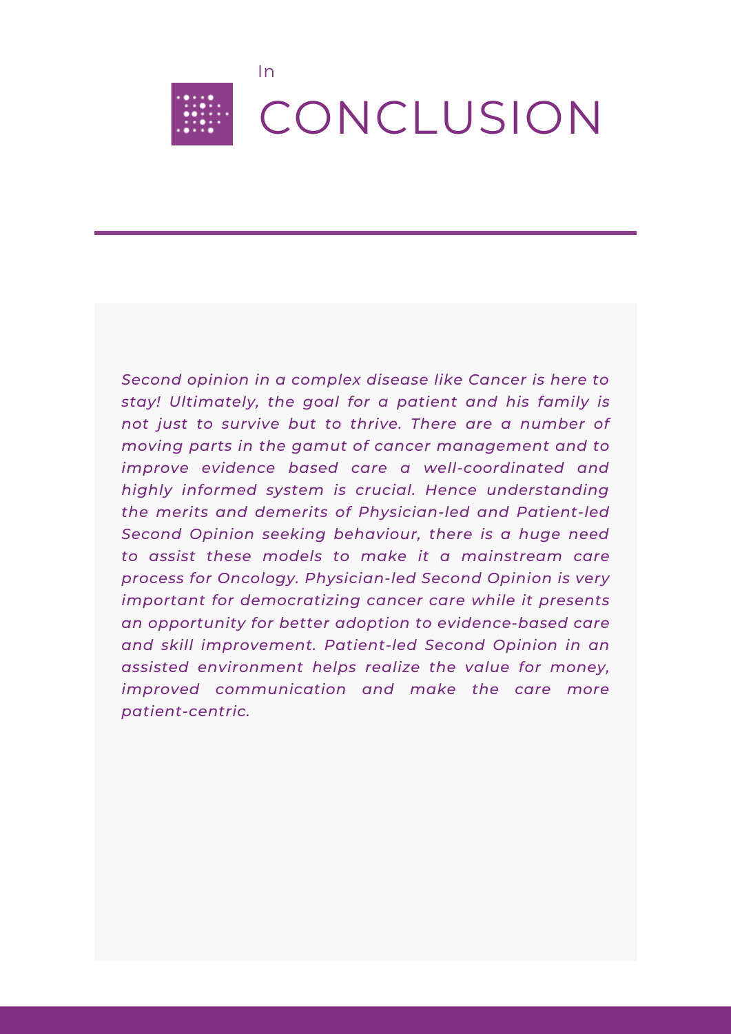In

# CONCLUSION

*Second opinion in a complex disease like Cancer is here to stay! Ultimately, the goal for a patient and his family is not just to survive but to thrive. There are a number of moving parts in the gamut of cancer management and to improve evidence based care a well-coordinated and highly informed system is crucial. Hence understanding the merits and demerits of Physician-led and Patient-led Second Opinion seeking behaviour, there is a huge need to assist these models to make it a mainstream care process for Oncology. Physician-led Second Opinion is very important for democratizing cancer care while it presents an opportunity for better adoption to evidence-based care and skill improvement. Patient-led Second Opinion in an assisted environment helps realize the value for money, improved communication and make the care more patient-centric.*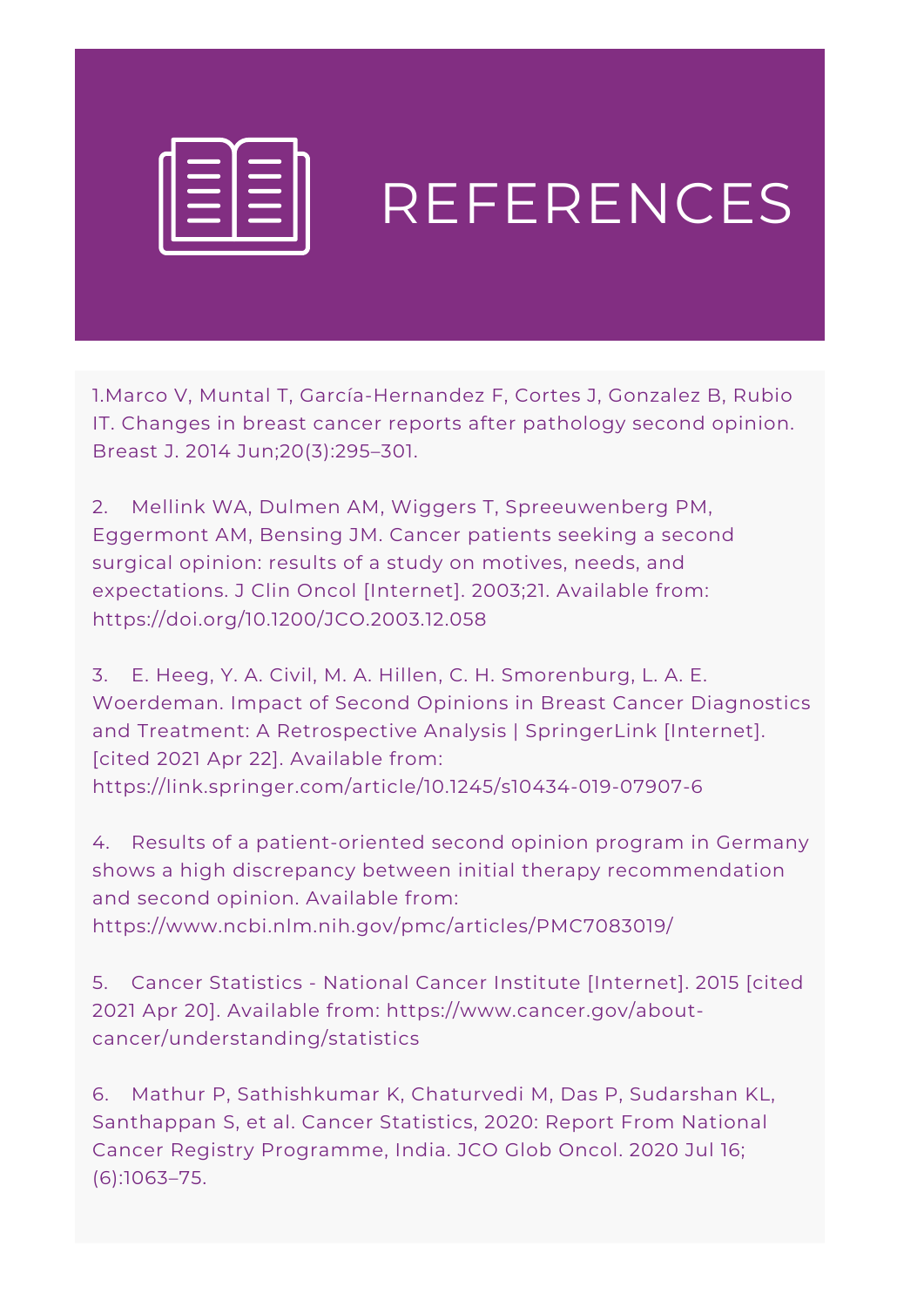# REFERENCES

1.Marco V, Muntal T, García-Hernandez F, Cortes J, Gonzalez B, Rubio IT. Changes in breast cancer reports after pathology second opinion. Breast J. 2014 Jun;20(3):295–301.

2. Mellink WA, Dulmen AM, Wiggers T, Spreeuwenberg PM, Eggermont AM, Bensing JM. Cancer patients seeking a second surgical opinion: results of a study on motives, needs, and expectations. J Clin Oncol [Internet]. 2003;21. Available from: https://doi.org/10.1200/JCO.2003.12.058

3. E. Heeg, Y. A. Civil, M. A. Hillen, C. H. Smorenburg, L. A. E. Woerdeman. Impact of Second Opinions in Breast Cancer Diagnostics and Treatment: A Retrospective Analysis | SpringerLink [Internet]. [cited 2021 Apr 22]. Available from: https://link.springer.com/article/10.1245/s10434-019-07907-6

4. Results of a patient-oriented second opinion program in Germany shows a high discrepancy between initial therapy recommendation and second opinion. Available from: https://www.ncbi.nlm.nih.gov/pmc/articles/PMC7083019/

5. Cancer Statistics - National Cancer Institute [Internet]. 2015 [cited 2021 Apr 20]. Available from: https://www.cancer.gov/about-cancer/understanding/statistics

6. Mathur P, Sathishkumar K, Chaturvedi M, Das P, Sudarshan KL, Santhappan S, et al. Cancer Statistics, 2020: Report From National Cancer Registry Programme, India. JCO Glob Oncol. 2020 Jul 16;(6):1063–75.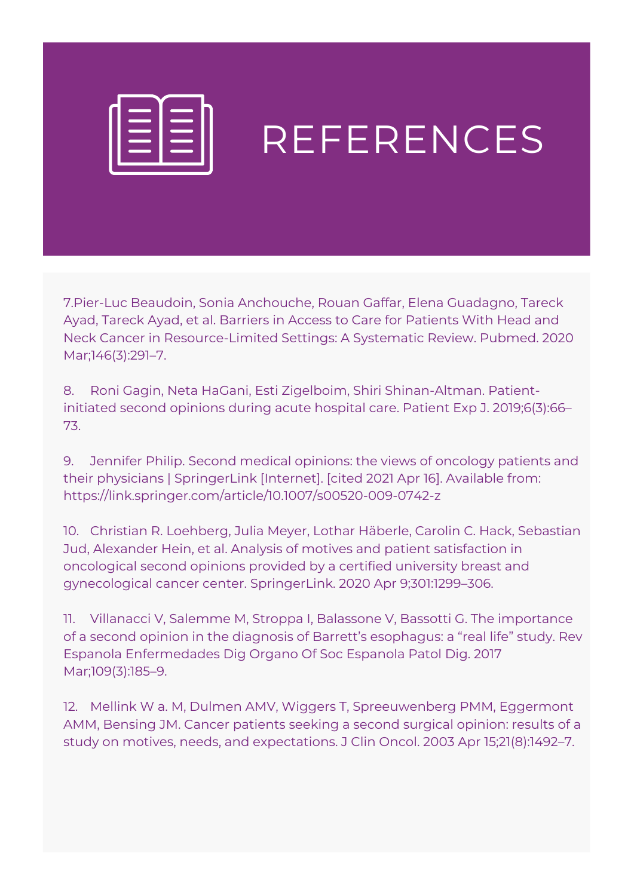# REFERENCES

7.Pier-Luc Beaudoin, Sonia Anchouche, Rouan Gaffar, Elena Guadagno, Tareck Ayad, Tareck Ayad, et al. Barriers in Access to Care for Patients With Head and Neck Cancer in Resource-Limited Settings: A Systematic Review. Pubmed. 2020 Mar;146(3):291–7.

8. Roni Gagin, Neta HaGani, Esti Zigelboim, Shiri Shinan-Altman. Patient-initiated second opinions during acute hospital care. Patient Exp J. 2019;6(3):66–73.

9. Jennifer Philip. Second medical opinions: the views of oncology patients and their physicians | SpringerLink [Internet]. [cited 2021 Apr 16]. Available from: https://link.springer.com/article/10.1007/s00520-009-0742-z

10. Christian R. Loehberg, Julia Meyer, Lothar Häberle, Carolin C. Hack, Sebastian Jud, Alexander Hein, et al. Analysis of motives and patient satisfaction in oncological second opinions provided by a certified university breast and gynecological cancer center. SpringerLink. 2020 Apr 9;301:1299–306.

11. Villanacci V, Salemme M, Stroppa I, Balassone V, Bassotti G. The importance of a second opinion in the diagnosis of Barrett's esophagus: a "real life" study. Rev Espanola Enfermedades Dig Organo Of Soc Espanola Patol Dig. 2017 Mar;109(3):185–9.

12. Mellink W a. M, Dulmen AMV, Wiggers T, Spreeuwenberg PMM, Eggermont AMM, Bensing JM. Cancer patients seeking a second surgical opinion: results of a study on motives, needs, and expectations. J Clin Oncol. 2003 Apr 15;21(8):1492–7.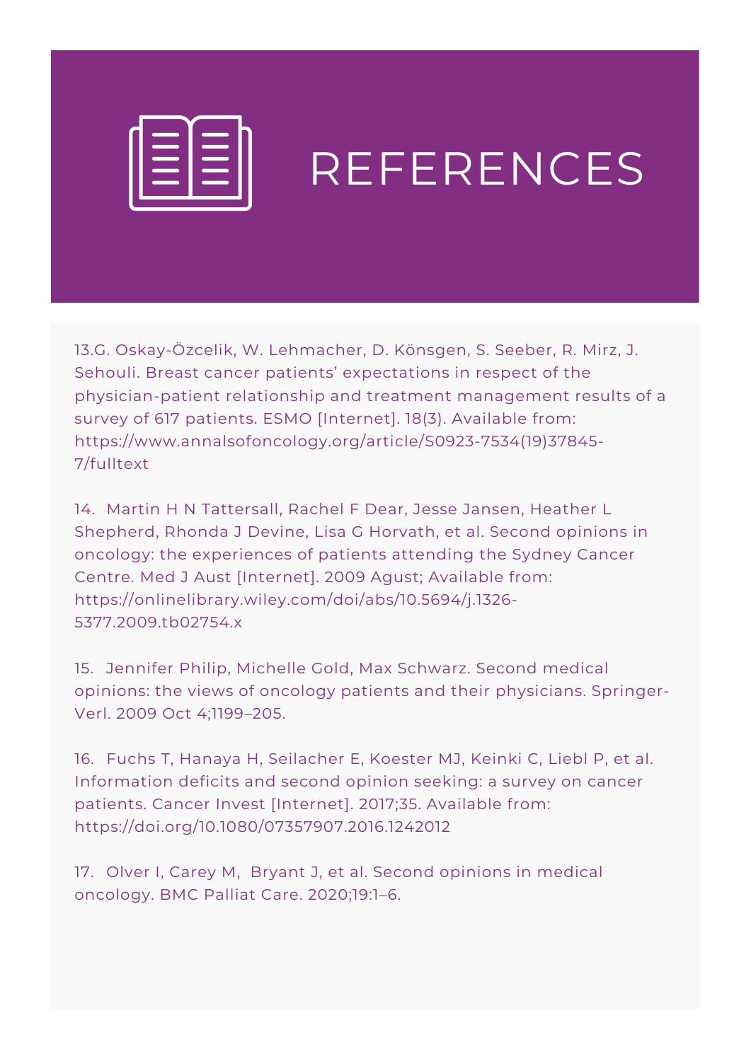# REFERENCES

13.G. Oskay-Özcelik, W. Lehmacher, D. Könsgen, S. Seeber, R. Mirz, J. Sehouli. Breast cancer patients' expectations in respect of the physician-patient relationship and treatment management results of a survey of 617 patients. ESMO [Internet]. 18(3). Available from: https://www.annalsofoncology.org/article/S0923-7534(19)37845-7/fulltext

14. Martin H N Tattersall, Rachel F Dear, Jesse Jansen, Heather L Shepherd, Rhonda J Devine, Lisa G Horvath, et al. Second opinions in oncology: the experiences of patients attending the Sydney Cancer Centre. Med J Aust [Internet]. 2009 Agust; Available from: https://onlinelibrary.wiley.com/doi/abs/10.5694/j.1326-5377.2009.tb02754.x

15. Jennifer Philip, Michelle Gold, Max Schwarz. Second medical opinions: the views of oncology patients and their physicians. Springer-Verl. 2009 Oct 4;1199–205.

16. Fuchs T, Hanaya H, Seilacher E, Koester MJ, Keinki C, Liebl P, et al. Information deficits and second opinion seeking: a survey on cancer patients. Cancer Invest [Internet]. 2017;35. Available from: https://doi.org/10.1080/07357907.2016.1242012

17. Olver I, Carey M, Bryant J, et al. Second opinions in medical oncology. BMC Palliat Care. 2020;19:1–6.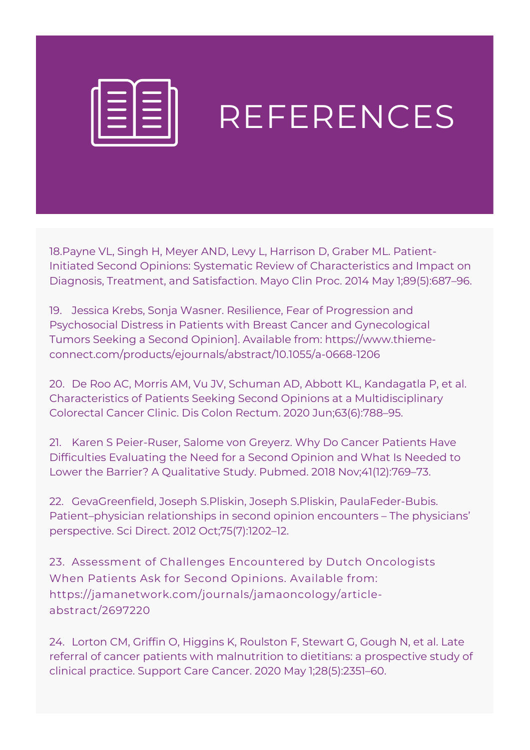# REFERENCES

18.Payne VL, Singh H, Meyer AND, Levy L, Harrison D, Graber ML. Patient-Initiated Second Opinions: Systematic Review of Characteristics and Impact on Diagnosis, Treatment, and Satisfaction. Mayo Clin Proc. 2014 May 1;89(5):687–96.

19. Jessica Krebs, Sonja Wasner. Resilience, Fear of Progression and Psychosocial Distress in Patients with Breast Cancer and Gynecological Tumors Seeking a Second Opinion]. Available from: https://www.thieme-connect.com/products/ejournals/abstract/10.1055/a-0668-1206

20. De Roo AC, Morris AM, Vu JV, Schuman AD, Abbott KL, Kandagatla P, et al. Characteristics of Patients Seeking Second Opinions at a Multidisciplinary Colorectal Cancer Clinic. Dis Colon Rectum. 2020 Jun;63(6):788–95.

21. Karen S Peier-Ruser, Salome von Greyerz. Why Do Cancer Patients Have Difficulties Evaluating the Need for a Second Opinion and What Is Needed to Lower the Barrier? A Qualitative Study. Pubmed. 2018 Nov;41(12):769–73.

22. GevaGreenfield, Joseph S.Pliskin, Joseph S.Pliskin, PaulaFeder-Bubis. Patient–physician relationships in second opinion encounters – The physicians' perspective. Sci Direct. 2012 Oct;75(7):1202–12.

23. Assessment of Challenges Encountered by Dutch Oncologists When Patients Ask for Second Opinions. Available from: https://jamanetwork.com/journals/jamaoncology/article-abstract/2697220

24. Lorton CM, Griffin O, Higgins K, Roulston F, Stewart G, Gough N, et al. Late referral of cancer patients with malnutrition to dietitians: a prospective study of clinical practice. Support Care Cancer. 2020 May 1;28(5):2351–60.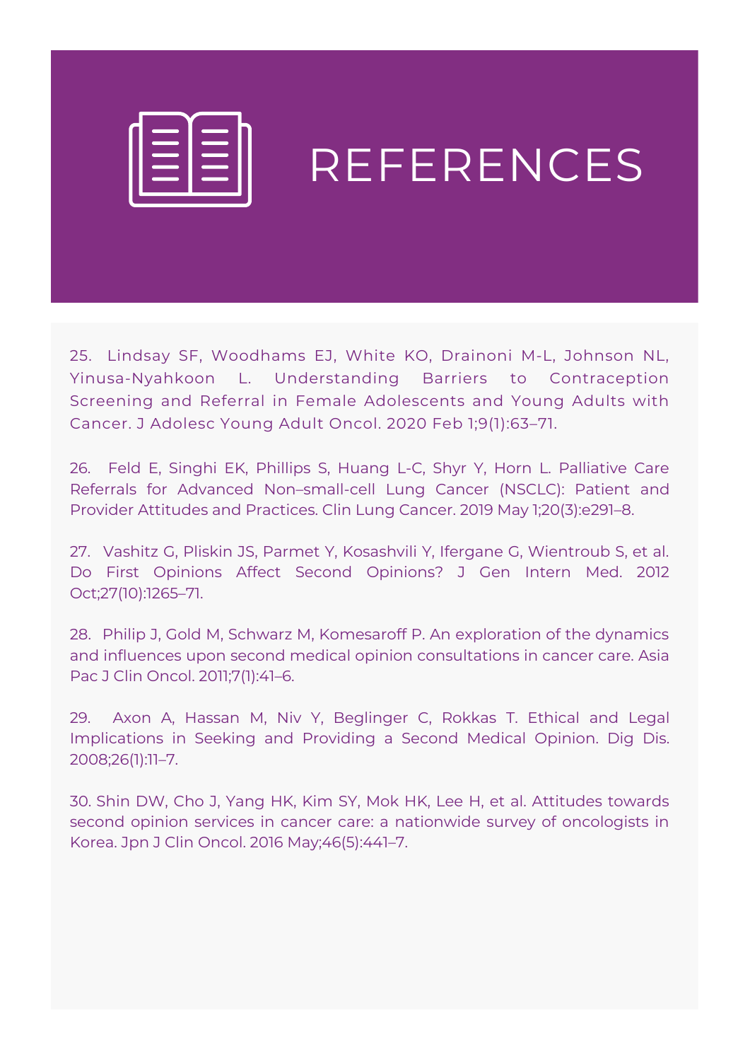# REFERENCES

25. Lindsay SF, Woodhams EJ, White KO, Drainoni M-L, Johnson NL, Yinusa-Nyahkoon L. Understanding Barriers to Contraception Screening and Referral in Female Adolescents and Young Adults with Cancer. J Adolesc Young Adult Oncol. 2020 Feb 1;9(1):63–71.

26. Feld E, Singhi EK, Phillips S, Huang L-C, Shyr Y, Horn L. Palliative Care Referrals for Advanced Non–small-cell Lung Cancer (NSCLC): Patient and Provider Attitudes and Practices. Clin Lung Cancer. 2019 May 1;20(3):e291–8.

27. Vashitz G, Pliskin JS, Parmet Y, Kosashvili Y, Ifergane G, Wientroub S, et al. Do First Opinions Affect Second Opinions? J Gen Intern Med. 2012 Oct;27(10):1265–71.

28. Philip J, Gold M, Schwarz M, Komesaroff P. An exploration of the dynamics and influences upon second medical opinion consultations in cancer care. Asia Pac J Clin Oncol. 2011;7(1):41–6.

29. Axon A, Hassan M, Niv Y, Beglinger C, Rokkas T. Ethical and Legal Implications in Seeking and Providing a Second Medical Opinion. Dig Dis. 2008;26(1):11–7.

30. Shin DW, Cho J, Yang HK, Kim SY, Mok HK, Lee H, et al. Attitudes towards second opinion services in cancer care: a nationwide survey of oncologists in Korea. Jpn J Clin Oncol. 2016 May;46(5):441–7.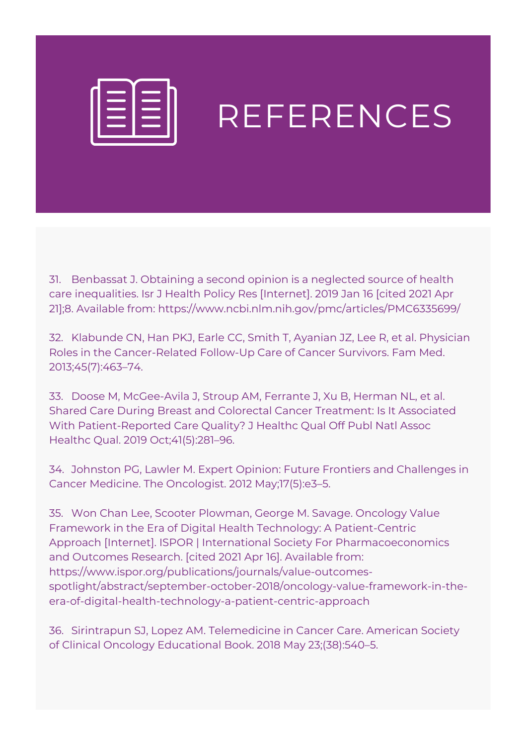# REFERENCES

31. Benbassat J. Obtaining a second opinion is a neglected source of health care inequalities. Isr J Health Policy Res [Internet]. 2019 Jan 16 [cited 2021 Apr 21];8. Available from: https://www.ncbi.nlm.nih.gov/pmc/articles/PMC6335699/

32. Klabunde CN, Han PKJ, Earle CC, Smith T, Ayanian JZ, Lee R, et al. Physician Roles in the Cancer-Related Follow-Up Care of Cancer Survivors. Fam Med. 2013;45(7):463–74.

33. Doose M, McGee-Avila J, Stroup AM, Ferrante J, Xu B, Herman NL, et al. Shared Care During Breast and Colorectal Cancer Treatment: Is It Associated With Patient-Reported Care Quality? J Healthc Qual Off Publ Natl Assoc Healthc Qual. 2019 Oct;41(5):281–96.

34. Johnston PG, Lawler M. Expert Opinion: Future Frontiers and Challenges in Cancer Medicine. The Oncologist. 2012 May;17(5):e3–5.

35. Won Chan Lee, Scooter Plowman, George M. Savage. Oncology Value Framework in the Era of Digital Health Technology: A Patient-Centric Approach [Internet]. ISPOR | International Society For Pharmacoeconomics and Outcomes Research. [cited 2021 Apr 16]. Available from: https://www.ispor.org/publications/journals/value-outcomes-spotlight/abstract/september-october-2018/oncology-value-framework-in-the-era-of-digital-health-technology-a-patient-centric-approach

36. Sirintrapun SJ, Lopez AM. Telemedicine in Cancer Care. American Society of Clinical Oncology Educational Book. 2018 May 23;(38):540–5.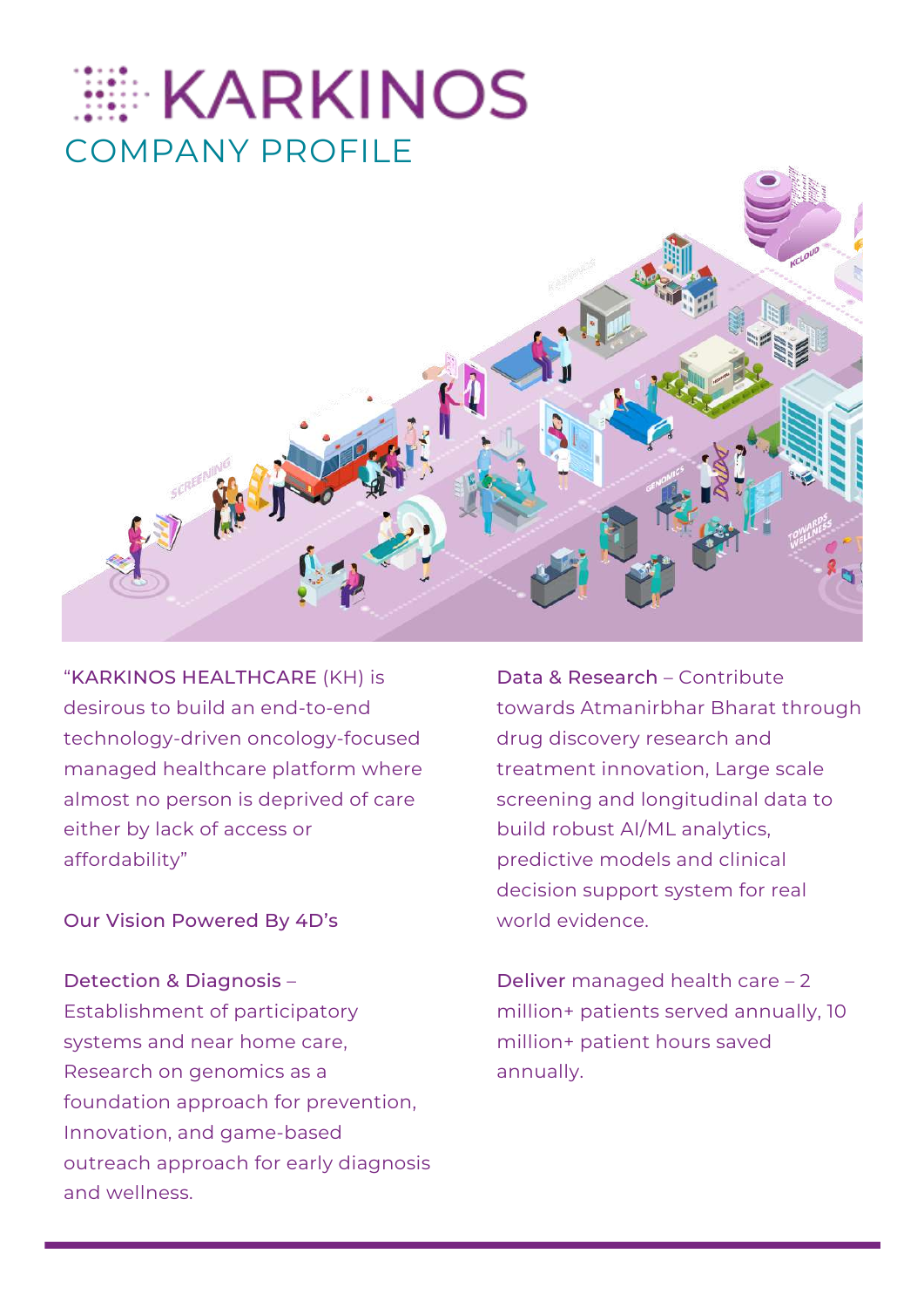# KARKINOS

## COMPANY PROFILE

"KARKINOS HEALTHCARE (KH) is desirous to build an end-to-end technology-driven oncology-focused managed healthcare platform where almost no person is deprived of care either by lack of access or affordability"

Our Vision Powered By 4D's

Detection & Diagnosis – Establishment of participatory systems and near home care, Research on genomics as a foundation approach for prevention, Innovation, and game-based outreach approach for early diagnosis and wellness.

Data & Research – Contribute towards Atmanirbhar Bharat through drug discovery research and treatment innovation, Large scale screening and longitudinal data to build robust AI/ML analytics, predictive models and clinical decision support system for real world evidence.

Deliver managed health care – 2 million+ patients served annually, 10 million+ patient hours saved annually.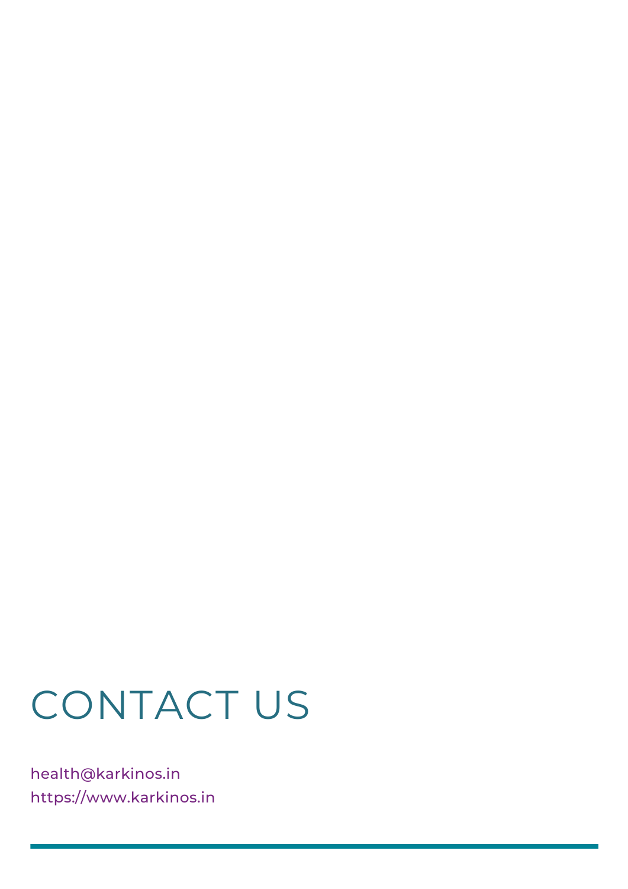# CONTACT US

health@karkinos.in
https://www.karkinos.in